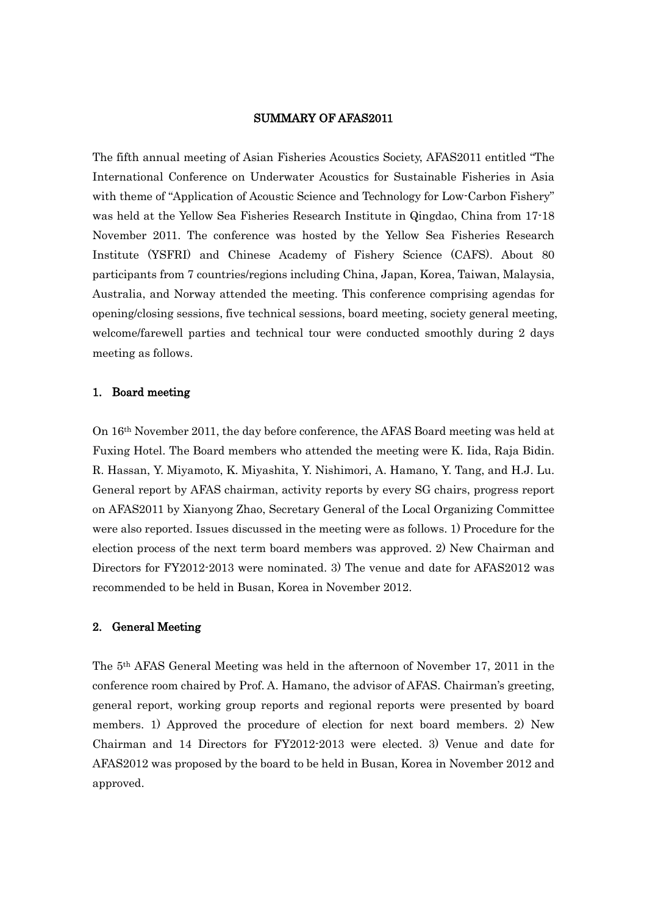# SUMMARY OF AFAS2011

The fifth annual meeting of Asian Fisheries Acoustics Society, AFAS2011 entitled "The International Conference on Underwater Acoustics for Sustainable Fisheries in Asia with theme of "Application of Acoustic Science and Technology for Low-Carbon Fishery" was held at the Yellow Sea Fisheries Research Institute in Qingdao, China from 17-18 November 2011. The conference was hosted by the Yellow Sea Fisheries Research Institute (YSFRI) and Chinese Academy of Fishery Science (CAFS). About 80 participants from 7 countries/regions including China, Japan, Korea, Taiwan, Malaysia, Australia, and Norway attended the meeting. This conference comprising agendas for opening/closing sessions, five technical sessions, board meeting, society general meeting, welcome/farewell parties and technical tour were conducted smoothly during 2 days meeting as follows.

## 1. Board meeting

On 16th November 2011, the day before conference, the AFAS Board meeting was held at Fuxing Hotel. The Board members who attended the meeting were K. Iida, Raja Bidin. R. Hassan, Y. Miyamoto, K. Miyashita, Y. Nishimori, A. Hamano, Y. Tang, and H.J. Lu. General report by AFAS chairman, activity reports by every SG chairs, progress report on AFAS2011 by Xianyong Zhao, Secretary General of the Local Organizing Committee were also reported. Issues discussed in the meeting were as follows. 1) Procedure for the election process of the next term board members was approved. 2) New Chairman and Directors for FY2012-2013 were nominated. 3) The venue and date for AFAS2012 was recommended to be held in Busan, Korea in November 2012.

## 2. General Meeting

The 5th AFAS General Meeting was held in the afternoon of November 17, 2011 in the conference room chaired by Prof. A. Hamano, the advisor of AFAS. Chairman's greeting, general report, working group reports and regional reports were presented by board members. 1) Approved the procedure of election for next board members. 2) New Chairman and 14 Directors for FY2012-2013 were elected. 3) Venue and date for AFAS2012 was proposed by the board to be held in Busan, Korea in November 2012 and approved.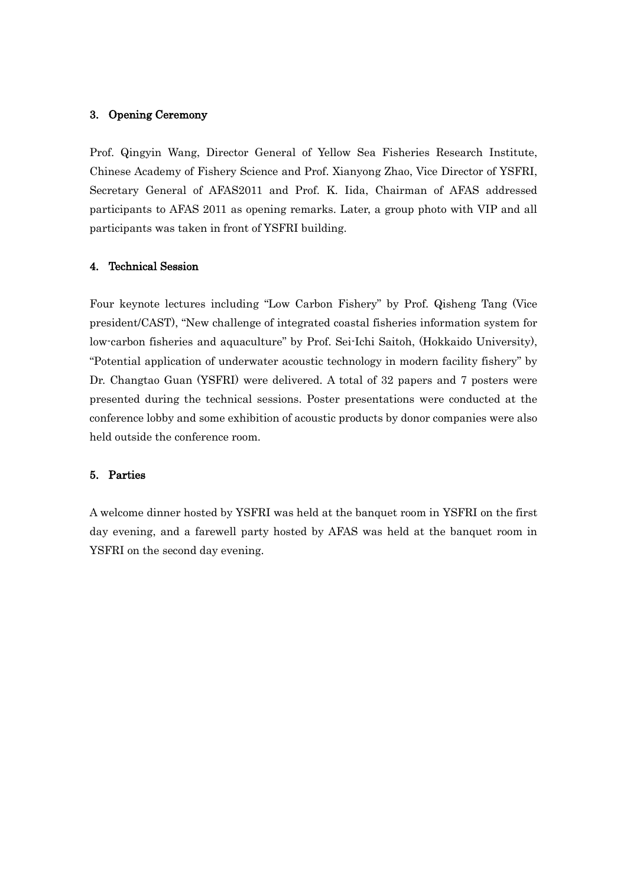## 3. Opening Ceremony

Prof. Qingyin Wang, Director General of Yellow Sea Fisheries Research Institute, Chinese Academy of Fishery Science and Prof. Xianyong Zhao, Vice Director of YSFRI, Secretary General of AFAS2011 and Prof. K. Iida, Chairman of AFAS addressed participants to AFAS 2011 as opening remarks. Later, a group photo with VIP and all participants was taken in front of YSFRI building.

## 4. Technical Session

Four keynote lectures including "Low Carbon Fishery" by Prof. Qisheng Tang (Vice president/CAST), "New challenge of integrated coastal fisheries information system for low-carbon fisheries and aquaculture" by Prof. Sei-Ichi Saitoh, (Hokkaido University), "Potential application of underwater acoustic technology in modern facility fishery" by Dr. Changtao Guan (YSFRI) were delivered. A total of 32 papers and 7 posters were presented during the technical sessions. Poster presentations were conducted at the conference lobby and some exhibition of acoustic products by donor companies were also held outside the conference room.

## 5. Parties

A welcome dinner hosted by YSFRI was held at the banquet room in YSFRI on the first day evening, and a farewell party hosted by AFAS was held at the banquet room in YSFRI on the second day evening.